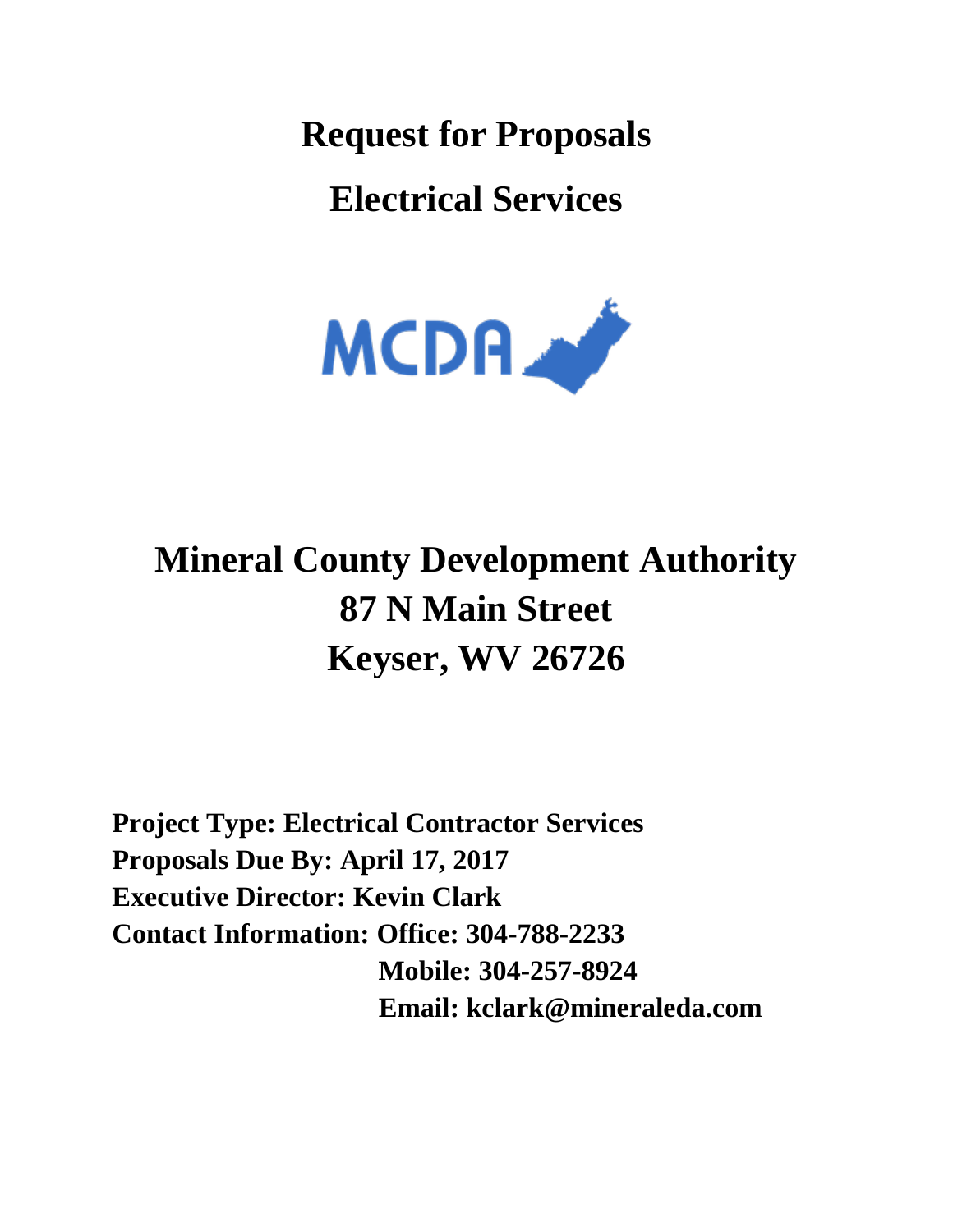# Request for Proposals

# Electrical Services

MCDA

# Mineral County Development Authority
## 87 N Main Street
## Keyser, WV 26726

**Project Type: Electrical Contractor Services**
**Proposals Due By: April 17, 2017**
**Executive Director: Kevin Clark**
**Contact Information: Office: 304-788-2233**
**Mobile: 304-257-8924**
**Email: kclark@mineraleda.com**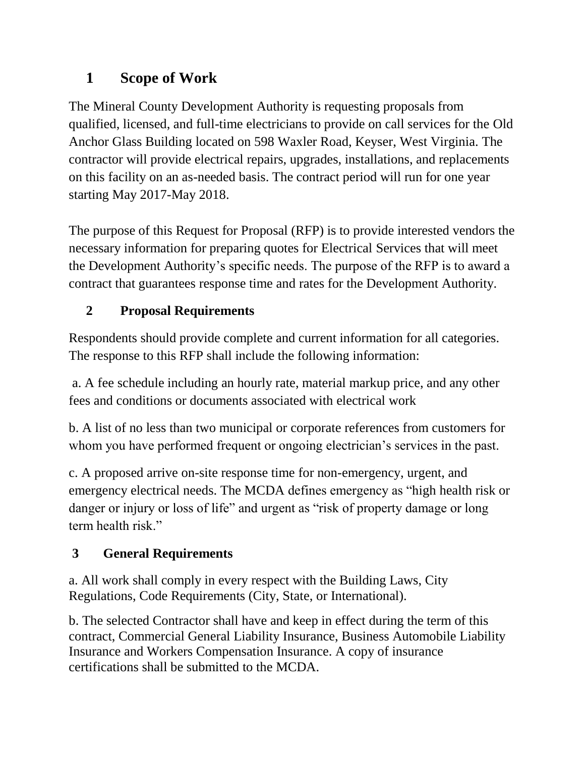## 1 Scope of Work

The Mineral County Development Authority is requesting proposals from qualified, licensed, and full-time electricians to provide on call services for the Old Anchor Glass Building located on 598 Waxler Road, Keyser, West Virginia. The contractor will provide electrical repairs, upgrades, installations, and replacements on this facility on an as-needed basis. The contract period will run for one year starting May 2017-May 2018.

The purpose of this Request for Proposal (RFP) is to provide interested vendors the necessary information for preparing quotes for Electrical Services that will meet the Development Authority's specific needs. The purpose of the RFP is to award a contract that guarantees response time and rates for the Development Authority.

## 2 Proposal Requirements

Respondents should provide complete and current information for all categories. The response to this RFP shall include the following information:

a. A fee schedule including an hourly rate, material markup price, and any other fees and conditions or documents associated with electrical work

b. A list of no less than two municipal or corporate references from customers for whom you have performed frequent or ongoing electrician's services in the past.

c. A proposed arrive on-site response time for non-emergency, urgent, and emergency electrical needs. The MCDA defines emergency as "high health risk or danger or injury or loss of life" and urgent as "risk of property damage or long term health risk."

## 3 General Requirements

a. All work shall comply in every respect with the Building Laws, City Regulations, Code Requirements (City, State, or International).

b. The selected Contractor shall have and keep in effect during the term of this contract, Commercial General Liability Insurance, Business Automobile Liability Insurance and Workers Compensation Insurance. A copy of insurance certifications shall be submitted to the MCDA.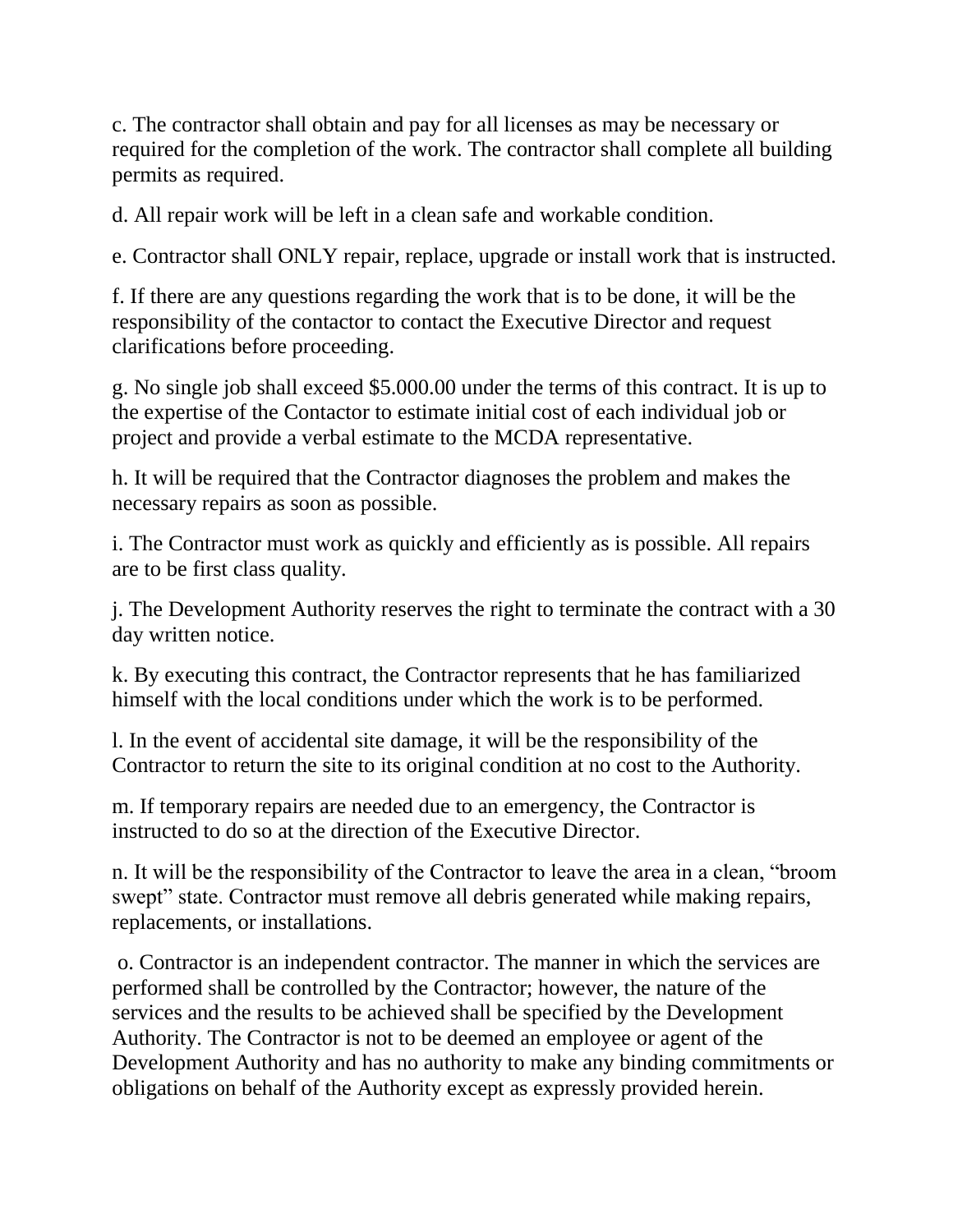c. The contractor shall obtain and pay for all licenses as may be necessary or required for the completion of the work. The contractor shall complete all building permits as required.

d. All repair work will be left in a clean safe and workable condition.

e. Contractor shall ONLY repair, replace, upgrade or install work that is instructed.

f. If there are any questions regarding the work that is to be done, it will be the responsibility of the contactor to contact the Executive Director and request clarifications before proceeding.

g. No single job shall exceed $5.000.00 under the terms of this contract. It is up to the expertise of the Contactor to estimate initial cost of each individual job or project and provide a verbal estimate to the MCDA representative.

h. It will be required that the Contractor diagnoses the problem and makes the necessary repairs as soon as possible.

i. The Contractor must work as quickly and efficiently as is possible. All repairs are to be first class quality.

j. The Development Authority reserves the right to terminate the contract with a 30 day written notice.

k. By executing this contract, the Contractor represents that he has familiarized himself with the local conditions under which the work is to be performed.

l. In the event of accidental site damage, it will be the responsibility of the Contractor to return the site to its original condition at no cost to the Authority.

m. If temporary repairs are needed due to an emergency, the Contractor is instructed to do so at the direction of the Executive Director.

n. It will be the responsibility of the Contractor to leave the area in a clean, "broom swept" state. Contractor must remove all debris generated while making repairs, replacements, or installations.

o. Contractor is an independent contractor. The manner in which the services are performed shall be controlled by the Contractor; however, the nature of the services and the results to be achieved shall be specified by the Development Authority. The Contractor is not to be deemed an employee or agent of the Development Authority and has no authority to make any binding commitments or obligations on behalf of the Authority except as expressly provided herein.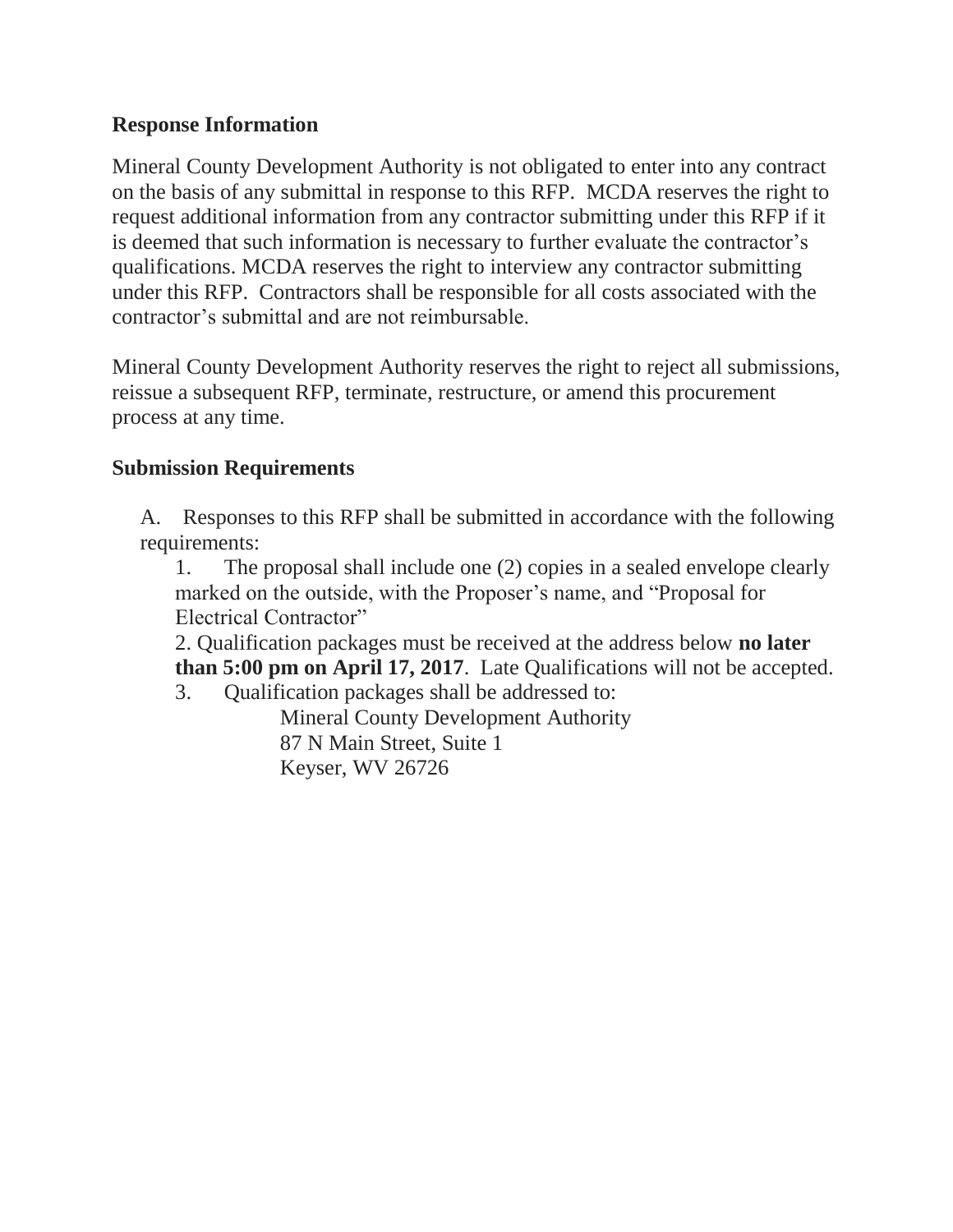## Response Information

Mineral County Development Authority is not obligated to enter into any contract on the basis of any submittal in response to this RFP. MCDA reserves the right to request additional information from any contractor submitting under this RFP if it is deemed that such information is necessary to further evaluate the contractor's qualifications. MCDA reserves the right to interview any contractor submitting under this RFP. Contractors shall be responsible for all costs associated with the contractor's submittal and are not reimbursable.

Mineral County Development Authority reserves the right to reject all submissions, reissue a subsequent RFP, terminate, restructure, or amend this procurement process at any time.

## Submission Requirements

A. Responses to this RFP shall be submitted in accordance with the following requirements:

1. The proposal shall include one (2) copies in a sealed envelope clearly marked on the outside, with the Proposer's name, and "Proposal for Electrical Contractor"
2. Qualification packages must be received at the address below **no later than 5:00 pm on April 17, 2017**. Late Qualifications will not be accepted.
3. Qualification packages shall be addressed to:

   Mineral County Development Authority
   87 N Main Street, Suite 1
   Keyser, WV 26726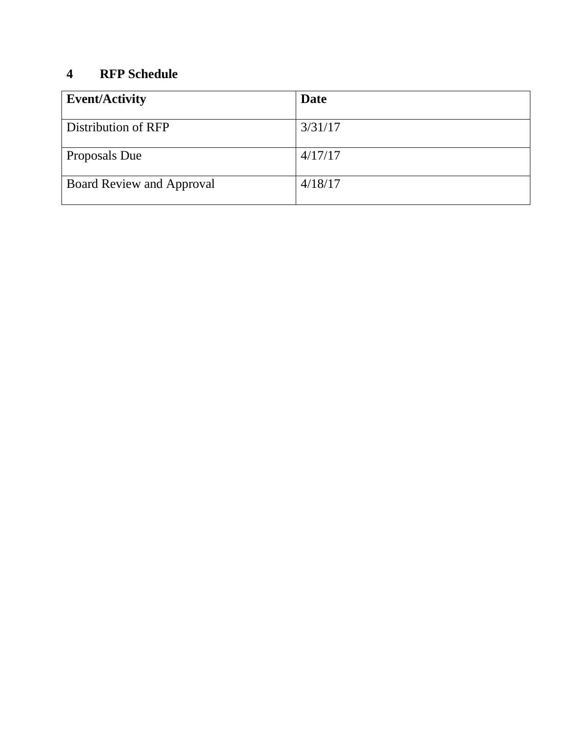## 4 RFP Schedule

| Event/Activity | Date |
|---|---|
| Distribution of RFP | 3/31/17 |
| Proposals Due | 4/17/17 |
| Board Review and Approval | 4/18/17 |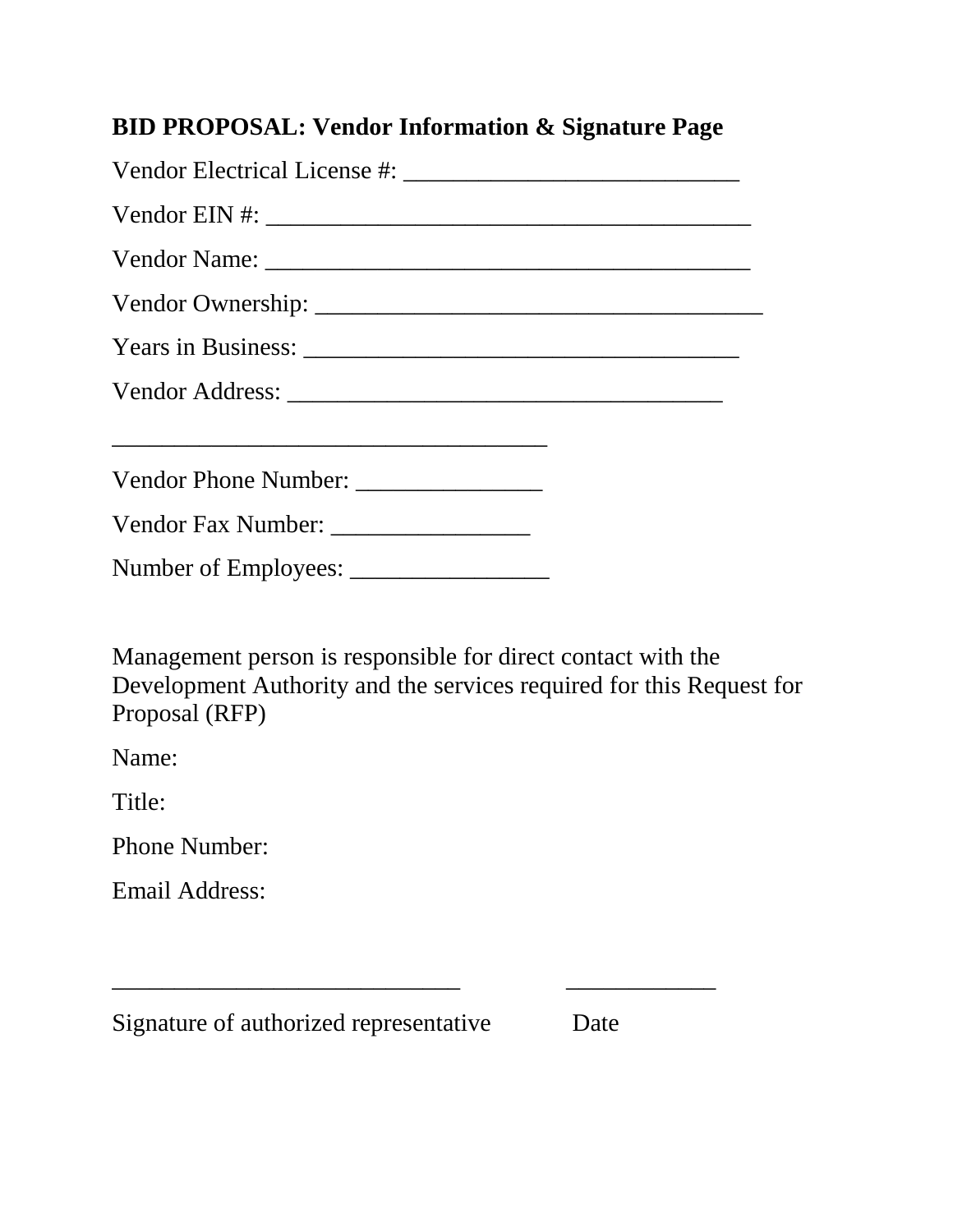**BID PROPOSAL: Vendor Information & Signature Page**

Vendor Electrical License #: ___________________________

Vendor EIN #: _______________________________________

Vendor Name: _______________________________________

Vendor Ownership: ____________________________________

Years in Business: ____________________________________

Vendor Address: ___________________________________

___________________________________

Vendor Phone Number: _______________

Vendor Fax Number: ________________

Number of Employees: ________________

Management person is responsible for direct contact with the Development Authority and the services required for this Request for Proposal (RFP)

Name:

Title:

Phone Number:

Email Address:

____________________________ ____________

Signature of authorized representative Date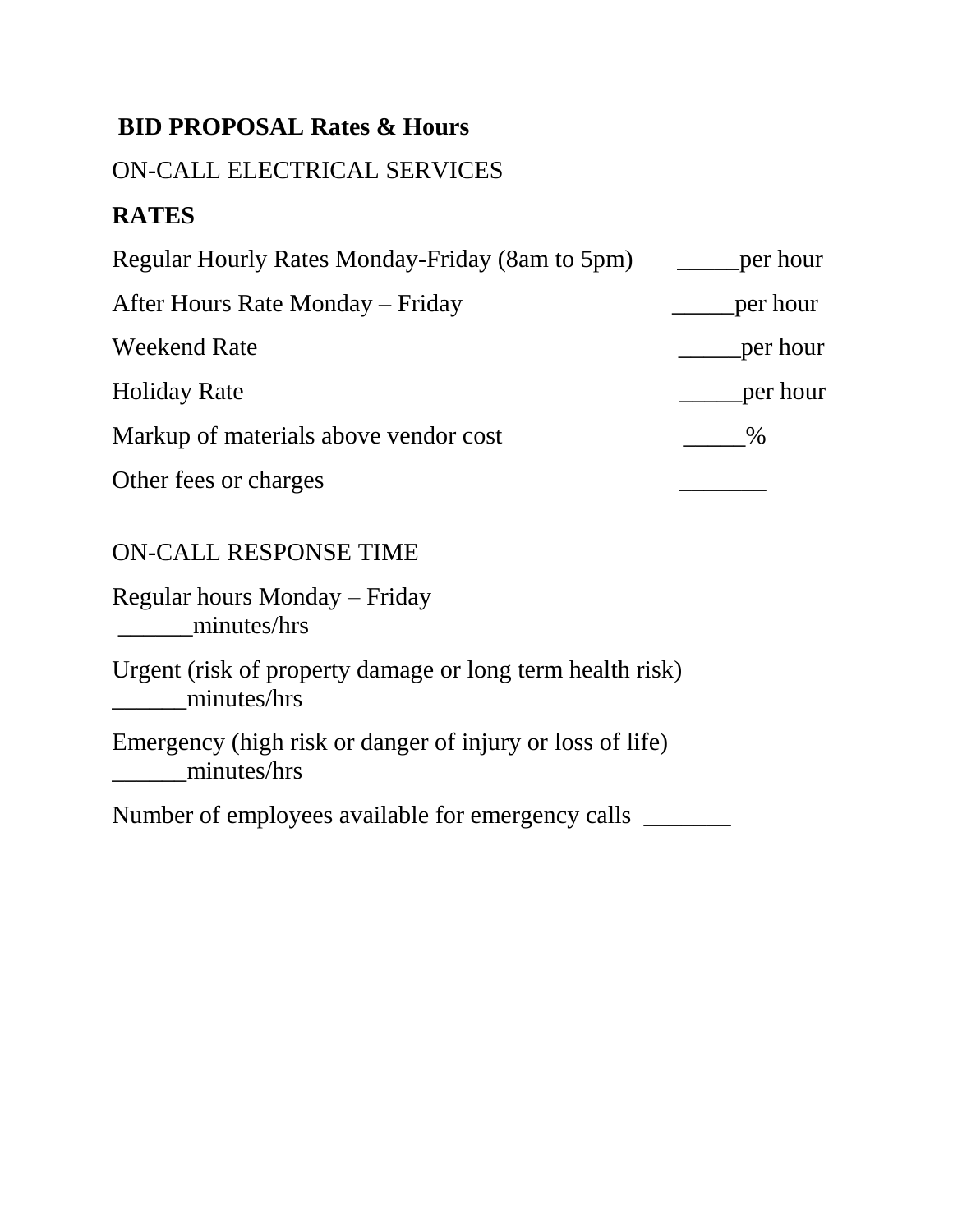**BID PROPOSAL Rates & Hours**

ON-CALL ELECTRICAL SERVICES

**RATES**

Regular Hourly Rates Monday-Friday (8am to 5pm) _____per hour

After Hours Rate Monday – Friday _____per hour

Weekend Rate _____per hour

Holiday Rate _____per hour

Markup of materials above vendor cost _____%

Other fees or charges _______

ON-CALL RESPONSE TIME

Regular hours Monday – Friday
______minutes/hrs

Urgent (risk of property damage or long term health risk)
______minutes/hrs

Emergency (high risk or danger of injury or loss of life)
______minutes/hrs

Number of employees available for emergency calls _______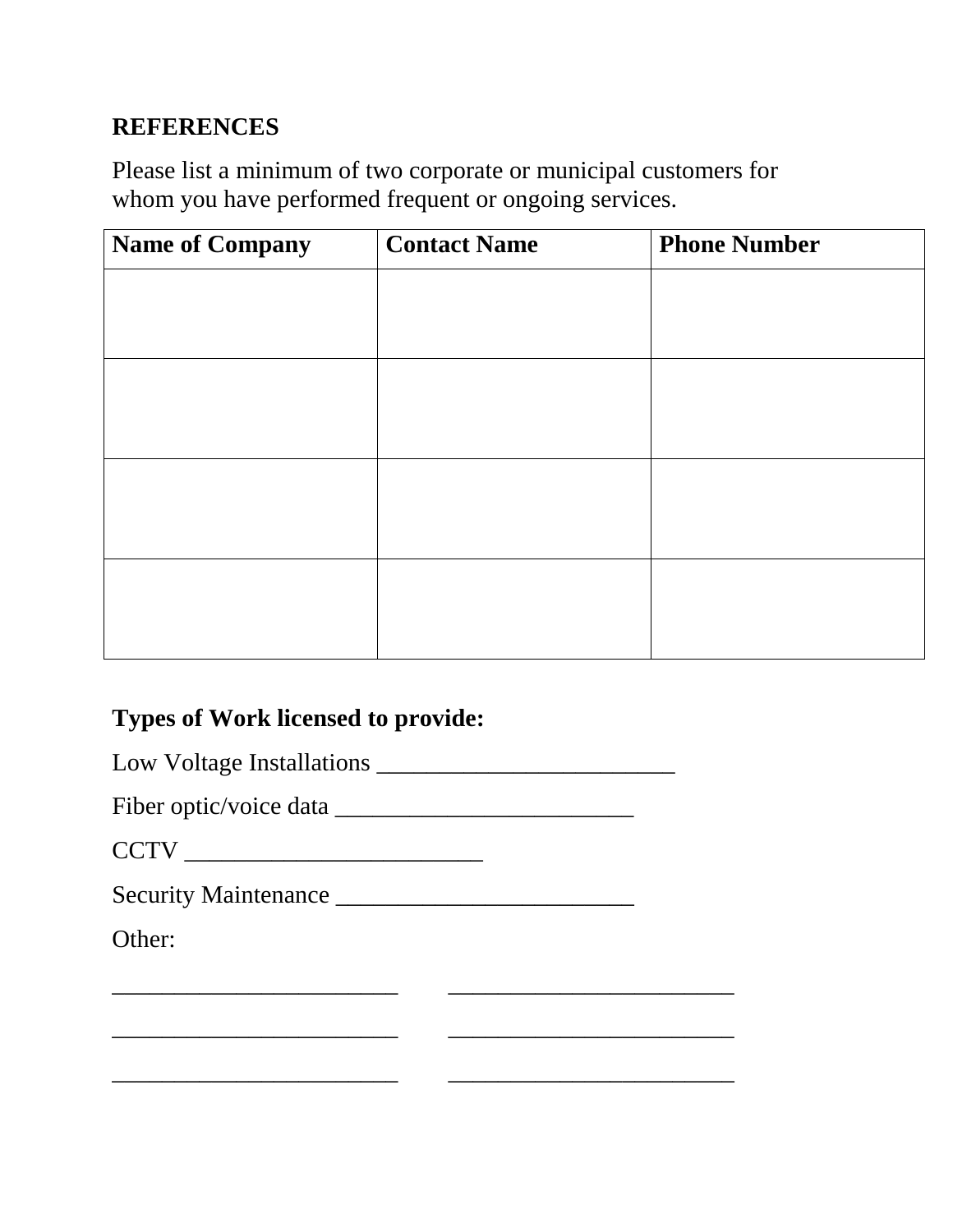## REFERENCES

Please list a minimum of two corporate or municipal customers for whom you have performed frequent or ongoing services.

| Name of Company | Contact Name | Phone Number |
|---|---|---|
| | | |
| | | |
| | | |
| | | |

**Types of Work licensed to provide:**

Low Voltage Installations ________________________

Fiber optic/voice data ________________________

CCTV ________________________

Security Maintenance ________________________

Other:

________________________ ________________________

________________________ ________________________

________________________ ________________________